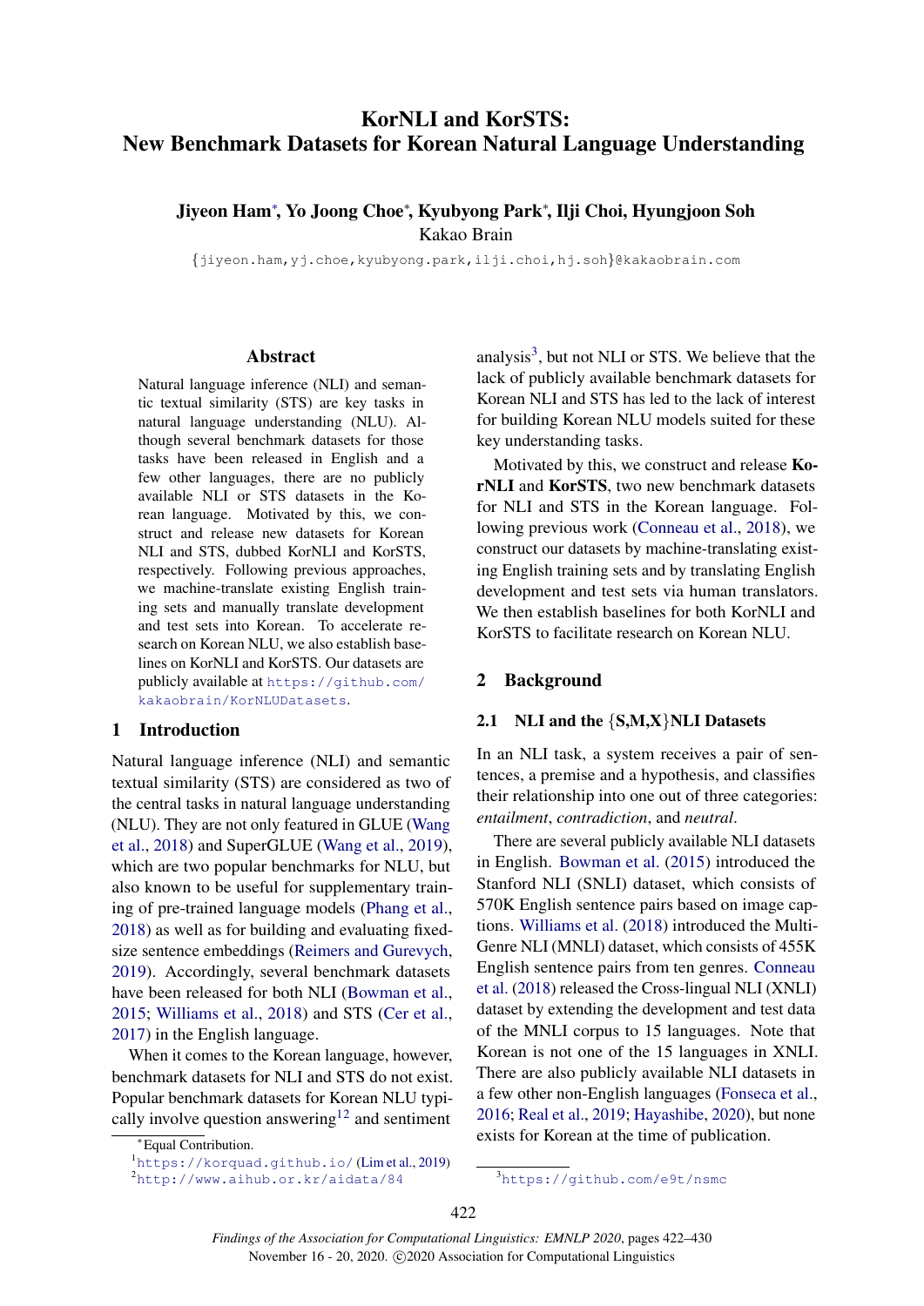# KorNLI and KorSTS: New Benchmark Datasets for Korean Natural Language Understanding

**Jiyeon Ham***, **Yo Joong Choe***, **Kyubyong Park***, **Ilji Choi**, **Hyungjoon Soh**
Kakao Brain

{jiyeon.ham,yj.choe,kyubyong.park,ilji.choi,hj.soh}@kakaobrain.com

## Abstract

Natural language inference (NLI) and semantic textual similarity (STS) are key tasks in natural language understanding (NLU). Although several benchmark datasets for those tasks have been released in English and a few other languages, there are no publicly available NLI or STS datasets in the Korean language. Motivated by this, we construct and release new datasets for Korean NLI and STS, dubbed KorNLI and KorSTS, respectively. Following previous approaches, we machine-translate existing English training sets and manually translate development and test sets into Korean. To accelerate research on Korean NLU, we also establish baselines on KorNLI and KorSTS. Our datasets are publicly available at https://github.com/kakaobrain/KorNLUDatasets.

## 1 Introduction

Natural language inference (NLI) and semantic textual similarity (STS) are considered as two of the central tasks in natural language understanding (NLU). They are not only featured in GLUE (Wang et al., 2018) and SuperGLUE (Wang et al., 2019), which are two popular benchmarks for NLU, but also known to be useful for supplementary training of pre-trained language models (Phang et al., 2018) as well as for building and evaluating fixed-size sentence embeddings (Reimers and Gurevych, 2019). Accordingly, several benchmark datasets have been released for both NLI (Bowman et al., 2015; Williams et al., 2018) and STS (Cer et al., 2017) in the English language.

When it comes to the Korean language, however, benchmark datasets for NLI and STS do not exist. Popular benchmark datasets for Korean NLU typically involve question answering[1][2] and sentiment analysis[3], but not NLI or STS. We believe that the lack of publicly available benchmark datasets for Korean NLI and STS has led to the lack of interest for building Korean NLU models suited for these key understanding tasks.

Motivated by this, we construct and release **KorNLI** and **KorSTS**, two new benchmark datasets for NLI and STS in the Korean language. Following previous work (Conneau et al., 2018), we construct our datasets by machine-translating existing English training sets and by translating English development and test sets via human translators. We then establish baselines for both KorNLI and KorSTS to facilitate research on Korean NLU.

## 2 Background

### 2.1 NLI and the {S,M,X}NLI Datasets

In an NLI task, a system receives a pair of sentences, a premise and a hypothesis, and classifies their relationship into one out of three categories: *entailment*, *contradiction*, and *neutral*.

There are several publicly available NLI datasets in English. Bowman et al. (2015) introduced the Stanford NLI (SNLI) dataset, which consists of 570K English sentence pairs based on image captions. Williams et al. (2018) introduced the Multi-Genre NLI (MNLI) dataset, which consists of 455K English sentence pairs from ten genres. Conneau et al. (2018) released the Cross-lingual NLI (XNLI) dataset by extending the development and test data of the MNLI corpus to 15 languages. Note that Korean is not one of the 15 languages in XNLI. There are also publicly available NLI datasets in a few other non-English languages (Fonseca et al., 2016; Real et al., 2019; Hayashibe, 2020), but none exists for Korean at the time of publication.

*Equal Contribution.

[1] https://korquad.github.io/ (Lim et al., 2019)

[2] http://www.aihub.or.kr/aidata/84

[3] https://github.com/e9t/nsmc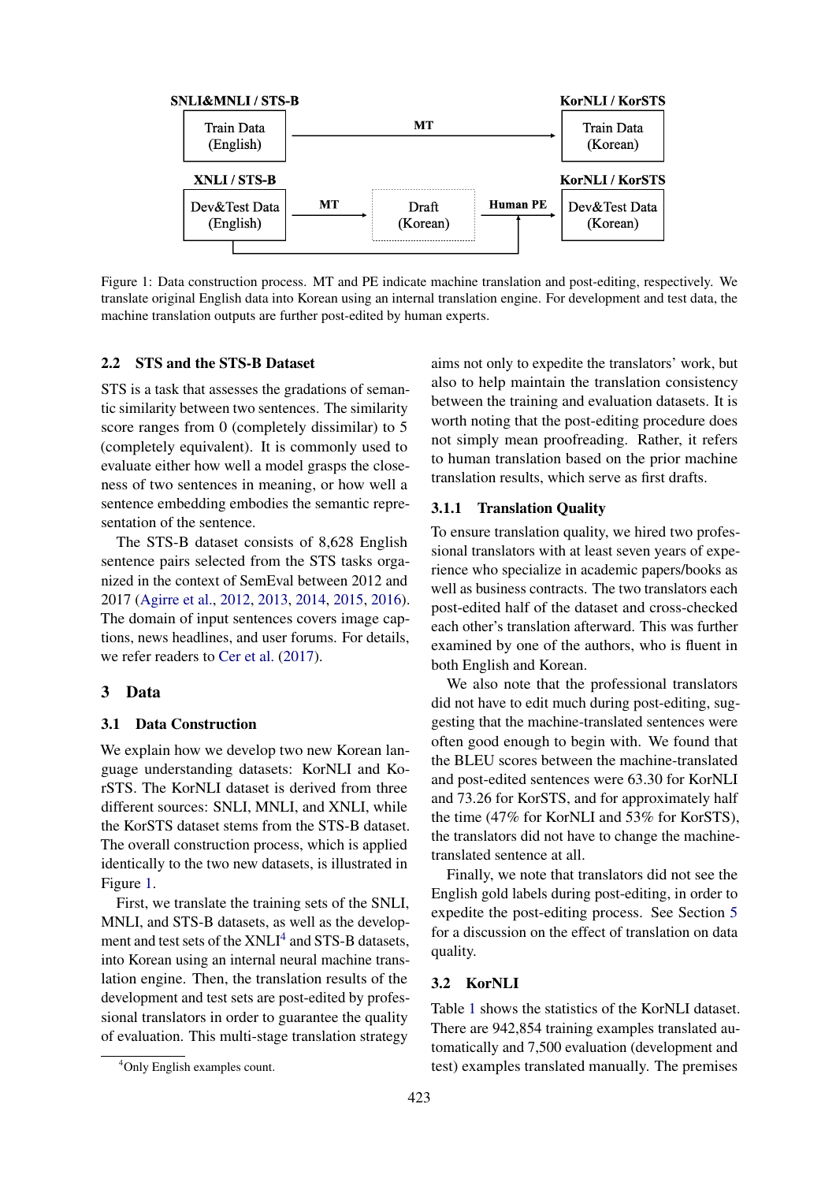SNLI&MNLI / STS-B

Train Data (English) → MT → KorNLI / KorSTS Train Data (Korean)

XNLI / STS-B

Dev&Test Data (English) → MT → Draft (Korean) → Human PE → KorNLI / KorSTS Dev&Test Data (Korean)

Figure 1: Data construction process. MT and PE indicate machine translation and post-editing, respectively. We translate original English data into Korean using an internal translation engine. For development and test data, the machine translation outputs are further post-edited by human experts.

## 2.2 STS and the STS-B Dataset

STS is a task that assesses the gradations of semantic similarity between two sentences. The similarity score ranges from 0 (completely dissimilar) to 5 (completely equivalent). It is commonly used to evaluate either how well a model grasps the closeness of two sentences in meaning, or how well a sentence embedding embodies the semantic representation of the sentence.

The STS-B dataset consists of 8,628 English sentence pairs selected from the STS tasks organized in the context of SemEval between 2012 and 2017 (Agirre et al., 2012, 2013, 2014, 2015, 2016). The domain of input sentences covers image captions, news headlines, and user forums. For details, we refer readers to Cer et al. (2017).

# 3 Data

## 3.1 Data Construction

We explain how we develop two new Korean language understanding datasets: KorNLI and KorSTS. The KorNLI dataset is derived from three different sources: SNLI, MNLI, and XNLI, while the KorSTS dataset stems from the STS-B dataset. The overall construction process, which is applied identically to the two new datasets, is illustrated in Figure 1.

First, we translate the training sets of the SNLI, MNLI, and STS-B datasets, as well as the development and test sets of the XNLI[4] and STS-B datasets, into Korean using an internal neural machine translation engine. Then, the translation results of the development and test sets are post-edited by professional translators in order to guarantee the quality of evaluation. This multi-stage translation strategy aims not only to expedite the translators' work, but also to help maintain the translation consistency between the training and evaluation datasets. It is worth noting that the post-editing procedure does not simply mean proofreading. Rather, it refers to human translation based on the prior machine translation results, which serve as first drafts.

[4] Only English examples count.

### 3.1.1 Translation Quality

To ensure translation quality, we hired two professional translators with at least seven years of experience who specialize in academic papers/books as well as business contracts. The two translators each post-edited half of the dataset and cross-checked each other's translation afterward. This was further examined by one of the authors, who is fluent in both English and Korean.

We also note that the professional translators did not have to edit much during post-editing, suggesting that the machine-translated sentences were often good enough to begin with. We found that the BLEU scores between the machine-translated and post-edited sentences were 63.30 for KorNLI and 73.26 for KorSTS, and for approximately half the time (47% for KorNLI and 53% for KorSTS), the translators did not have to change the machine-translated sentence at all.

Finally, we note that translators did not see the English gold labels during post-editing, in order to expedite the post-editing process. See Section 5 for a discussion on the effect of translation on data quality.

## 3.2 KorNLI

Table 1 shows the statistics of the KorNLI dataset. There are 942,854 training examples translated automatically and 7,500 evaluation (development and test) examples translated manually. The premises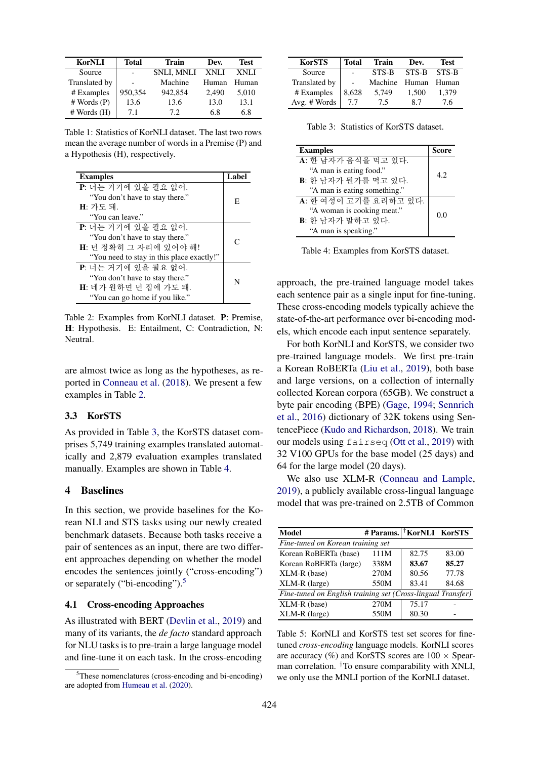| KorNLI | Total | Train | Dev. | Test |
|---|---|---|---|---|
| Source | - | SNLI, MNLI | XNLI | XNLI |
| Translated by | - | Machine | Human | Human |
| # Examples | 950,354 | 942,854 | 2,490 | 5,010 |
| # Words (P) | 13.6 | 13.6 | 13.0 | 13.1 |
| # Words (H) | 7.1 | 7.2 | 6.8 | 6.8 |

Table 1: Statistics of KorNLI dataset. The last two rows mean the average number of words in a Premise (P) and a Hypothesis (H), respectively.

| Examples | Label |
|---|---|
| **P**: 너는 거기에 있을 필요 없어. "You don't have to stay there." **H**: 가도 돼. "You can leave." | E |
| **P**: 너는 거기에 있을 필요 없어. "You don't have to stay there." **H**: 넌 정확히 그 자리에 있어야 해! "You need to stay in this place exactly!" | C |
| **P**: 너는 거기에 있을 필요 없어. "You don't have to stay there." **H**: 네가 원하면 넌 집에 가도 돼. "You can go home if you like." | N |

Table 2: Examples from KorNLI dataset. **P**: Premise, **H**: Hypothesis. E: Entailment, C: Contradiction, N: Neutral.

are almost twice as long as the hypotheses, as reported in Conneau et al. (2018). We present a few examples in Table 2.

### 3.3 KorSTS

As provided in Table 3, the KorSTS dataset comprises 5,749 training examples translated automatically and 2,879 evaluation examples translated manually. Examples are shown in Table 4.

## 4 Baselines

In this section, we provide baselines for the Korean NLI and STS tasks using our newly created benchmark datasets. Because both tasks receive a pair of sentences as an input, there are two different approaches depending on whether the model encodes the sentences jointly ("cross-encoding") or separately ("bi-encoding").[5]

### 4.1 Cross-encoding Approaches

As illustrated with BERT (Devlin et al., 2019) and many of its variants, the *de facto* standard approach for NLU tasks is to pre-train a large language model and fine-tune it on each task. In the cross-encoding approach, the pre-trained language model takes each sentence pair as a single input for fine-tuning. These cross-encoding models typically achieve the state-of-the-art performance over bi-encoding models, which encode each input sentence separately.

For both KorNLI and KorSTS, we consider two pre-trained language models. We first pre-train a Korean RoBERTa (Liu et al., 2019), both base and large versions, on a collection of internally collected Korean corpora (65GB). We construct a byte pair encoding (BPE) (Gage, 1994; Sennrich et al., 2016) dictionary of 32K tokens using SentencePiece (Kudo and Richardson, 2018). We train our models using `fairseq` (Ott et al., 2019) with 32 V100 GPUs for the base model (25 days) and 64 for the large model (20 days).

We also use XLM-R (Conneau and Lample, 2019), a publicly available cross-lingual language model that was pre-trained on 2.5TB of Common

[5] These nomenclatures (cross-encoding and bi-encoding) are adopted from Humeau et al. (2020).

| KorSTS | Total | Train | Dev. | Test |
|---|---|---|---|---|
| Source | - | STS-B | STS-B | STS-B |
| Translated by | - | Machine | Human | Human |
| # Examples | 8,628 | 5,749 | 1,500 | 1,379 |
| Avg. # Words | 7.7 | 7.5 | 8.7 | 7.6 |

Table 3: Statistics of KorSTS dataset.

| Examples | Score |
|---|---|
| **A**: 한 남자가 음식을 먹고 있다. "A man is eating food." **B**: 한 남자가 뭔가를 먹고 있다. "A man is eating something." | 4.2 |
| **A**: 한 여성이 고기를 요리하고 있다. "A woman is cooking meat." **B**: 한 남자가 말하고 있다. "A man is speaking." | 0.0 |

Table 4: Examples from KorSTS dataset.

| Model | # Params. | †KorNLI | KorSTS |
|---|---|---|---|
| *Fine-tuned on Korean training set* | | | |
| Korean RoBERTa (base) | 111M | 82.75 | 83.00 |
| Korean RoBERTa (large) | 338M | **83.67** | **85.27** |
| XLM-R (base) | 270M | 80.56 | 77.78 |
| XLM-R (large) | 550M | 83.41 | 84.68 |
| *Fine-tuned on English training set (Cross-lingual Transfer)* | | | |
| XLM-R (base) | 270M | 75.17 | - |
| XLM-R (large) | 550M | 80.30 | - |

Table 5: KorNLI and KorSTS test set scores for fine-tuned *cross-encoding* language models. KorNLI scores are accuracy (%) and KorSTS scores are 100 × Spearman correlation. †To ensure comparability with XNLI, we only use the MNLI portion of the KorNLI dataset.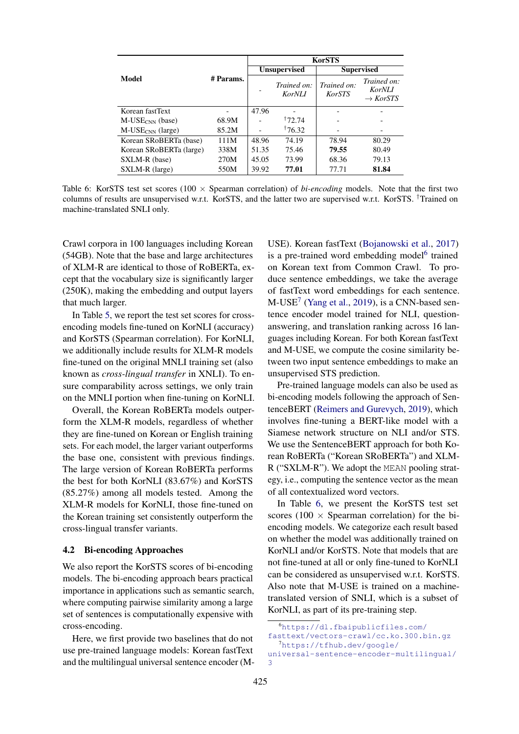| Model | # Params. | KorSTS | | | |
|---|---|---|---|---|---|
| | | Unsupervised | | Supervised | |
| | | - | *Trained on: KorNLI* | *Trained on: KorSTS* | *Trained on: KorNLI → KorSTS* |
| Korean fastText | - | 47.96 | - | - | - |
| M-USE$_{\text{CNN}}$ (base) | 68.9M | - | †72.74 | - | - |
| M-USE$_{\text{CNN}}$ (large) | 85.2M | - | †76.32 | - | - |
| Korean SRoBERTa (base) | 111M | 48.96 | 74.19 | 78.94 | 80.29 |
| Korean SRoBERTa (large) | 338M | 51.35 | 75.46 | **79.55** | 80.49 |
| SXLM-R (base) | 270M | 45.05 | 73.99 | 68.36 | 79.13 |
| SXLM-R (large) | 550M | 39.92 | **77.01** | 77.71 | **81.84** |

Table 6: KorSTS test set scores (100 × Spearman correlation) of *bi-encoding* models. Note that the first two columns of results are unsupervised w.r.t. KorSTS, and the latter two are supervised w.r.t. KorSTS. †Trained on machine-translated SNLI only.

Crawl corpora in 100 languages including Korean (54GB). Note that the base and large architectures of XLM-R are identical to those of RoBERTa, except that the vocabulary size is significantly larger (250K), making the embedding and output layers that much larger.

In Table 5, we report the test set scores for cross-encoding models fine-tuned on KorNLI (accuracy) and KorSTS (Spearman correlation). For KorNLI, we additionally include results for XLM-R models fine-tuned on the original MNLI training set (also known as *cross-lingual transfer* in XNLI). To ensure comparability across settings, we only train on the MNLI portion when fine-tuning on KorNLI.

Overall, the Korean RoBERTa models outperform the XLM-R models, regardless of whether they are fine-tuned on Korean or English training sets. For each model, the larger variant outperforms the base one, consistent with previous findings. The large version of Korean RoBERTa performs the best for both KorNLI (83.67%) and KorSTS (85.27%) among all models tested. Among the XLM-R models for KorNLI, those fine-tuned on the Korean training set consistently outperform the cross-lingual transfer variants.

### 4.2 Bi-encoding Approaches

We also report the KorSTS scores of bi-encoding models. The bi-encoding approach bears practical importance in applications such as semantic search, where computing pairwise similarity among a large set of sentences is computationally expensive with cross-encoding.

Here, we first provide two baselines that do not use pre-trained language models: Korean fastText and the multilingual universal sentence encoder (M-USE). Korean fastText (Bojanowski et al., 2017) is a pre-trained word embedding model[6] trained on Korean text from Common Crawl. To produce sentence embeddings, we take the average of fastText word embeddings for each sentence. M-USE[7] (Yang et al., 2019), is a CNN-based sentence encoder model trained for NLI, question-answering, and translation ranking across 16 languages including Korean. For both Korean fastText and M-USE, we compute the cosine similarity between two input sentence embeddings to make an unsupervised STS prediction.

Pre-trained language models can also be used as bi-encoding models following the approach of SentenceBERT (Reimers and Gurevych, 2019), which involves fine-tuning a BERT-like model with a Siamese network structure on NLI and/or STS. We use the SentenceBERT approach for both Korean RoBERTa ("Korean SRoBERTa") and XLM-R ("SXLM-R"). We adopt the `MEAN` pooling strategy, i.e., computing the sentence vector as the mean of all contextualized word vectors.

In Table 6, we present the KorSTS test set scores (100 × Spearman correlation) for the bi-encoding models. We categorize each result based on whether the model was additionally trained on KorNLI and/or KorSTS. Note that models that are not fine-tuned at all or only fine-tuned to KorNLI can be considered as unsupervised w.r.t. KorSTS. Also note that M-USE is trained on a machine-translated version of SNLI, which is a subset of KorNLI, as part of its pre-training step.

[6] https://dl.fbaipublicfiles.com/fasttext/vectors-crawl/cc.ko.300.bin.gz

[7] https://tfhub.dev/google/universal-sentence-encoder-multilingual/3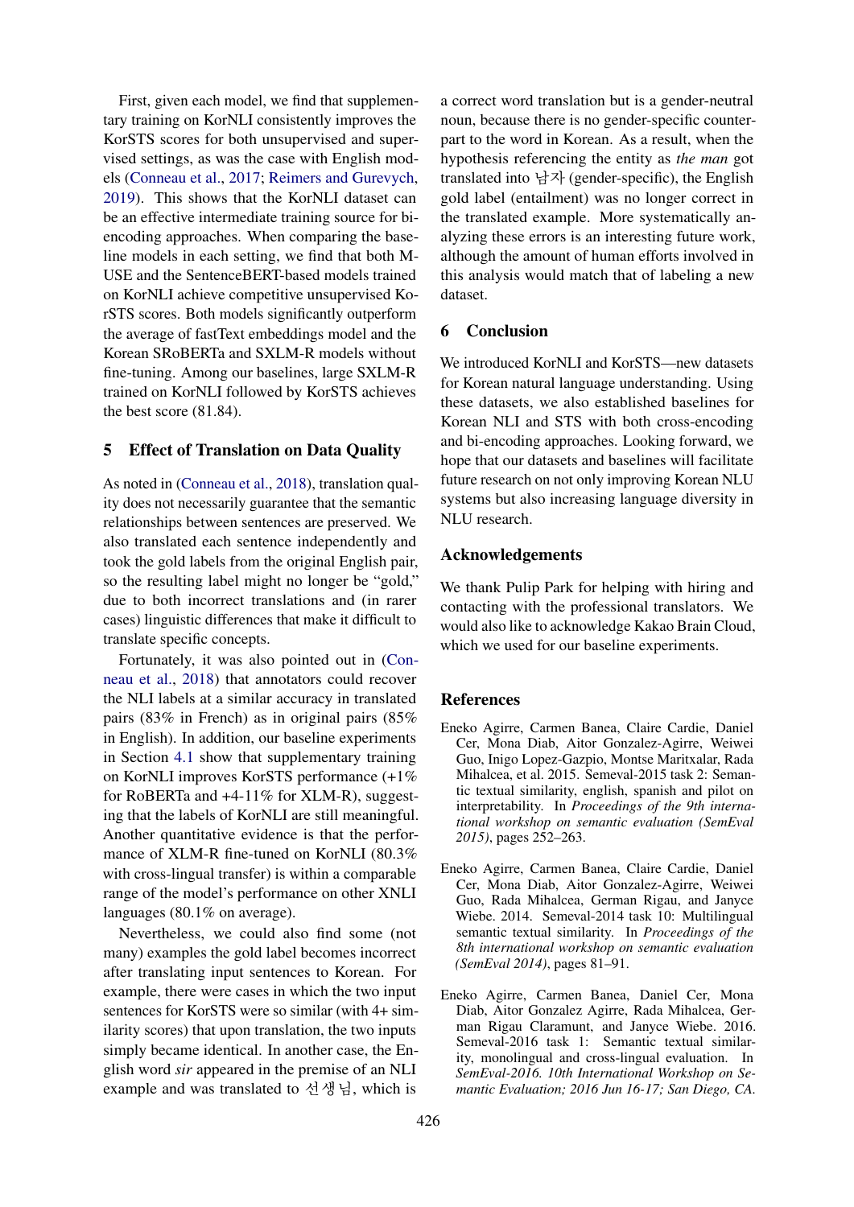First, given each model, we find that supplementary training on KorNLI consistently improves the KorSTS scores for both unsupervised and supervised settings, as was the case with English models (Conneau et al., 2017; Reimers and Gurevych, 2019). This shows that the KorNLI dataset can be an effective intermediate training source for bi-encoding approaches. When comparing the baseline models in each setting, we find that both M-USE and the SentenceBERT-based models trained on KorNLI achieve competitive unsupervised KorSTS scores. Both models significantly outperform the average of fastText embeddings model and the Korean SRoBERTa and SXLM-R models without fine-tuning. Among our baselines, large SXLM-R trained on KorNLI followed by KorSTS achieves the best score (81.84).

## 5 Effect of Translation on Data Quality

As noted in (Conneau et al., 2018), translation quality does not necessarily guarantee that the semantic relationships between sentences are preserved. We also translated each sentence independently and took the gold labels from the original English pair, so the resulting label might no longer be "gold," due to both incorrect translations and (in rarer cases) linguistic differences that make it difficult to translate specific concepts.

Fortunately, it was also pointed out in (Conneau et al., 2018) that annotators could recover the NLI labels at a similar accuracy in translated pairs (83% in French) as in original pairs (85% in English). In addition, our baseline experiments in Section 4.1 show that supplementary training on KorNLI improves KorSTS performance (+1% for RoBERTa and +4-11% for XLM-R), suggesting that the labels of KorNLI are still meaningful. Another quantitative evidence is that the performance of XLM-R fine-tuned on KorNLI (80.3% with cross-lingual transfer) is within a comparable range of the model's performance on other XNLI languages (80.1% on average).

Nevertheless, we could also find some (not many) examples the gold label becomes incorrect after translating input sentences to Korean. For example, there were cases in which the two input sentences for KorSTS were so similar (with 4+ similarity scores) that upon translation, the two inputs simply became identical. In another case, the English word *sir* appeared in the premise of an NLI example and was translated to 선생님, which is a correct word translation but is a gender-neutral noun, because there is no gender-specific counterpart to the word in Korean. As a result, when the hypothesis referencing the entity as *the man* got translated into 남자 (gender-specific), the English gold label (entailment) was no longer correct in the translated example. More systematically analyzing these errors is an interesting future work, although the amount of human efforts involved in this analysis would match that of labeling a new dataset.

## 6 Conclusion

We introduced KorNLI and KorSTS—new datasets for Korean natural language understanding. Using these datasets, we also established baselines for Korean NLI and STS with both cross-encoding and bi-encoding approaches. Looking forward, we hope that our datasets and baselines will facilitate future research on not only improving Korean NLU systems but also increasing language diversity in NLU research.

## Acknowledgements

We thank Pulip Park for helping with hiring and contacting with the professional translators. We would also like to acknowledge Kakao Brain Cloud, which we used for our baseline experiments.

## References

Eneko Agirre, Carmen Banea, Claire Cardie, Daniel Cer, Mona Diab, Aitor Gonzalez-Agirre, Weiwei Guo, Inigo Lopez-Gazpio, Montse Maritxalar, Rada Mihalcea, et al. 2015. Semeval-2015 task 2: Semantic textual similarity, english, spanish and pilot on interpretability. In *Proceedings of the 9th international workshop on semantic evaluation (SemEval 2015)*, pages 252–263.

Eneko Agirre, Carmen Banea, Claire Cardie, Daniel Cer, Mona Diab, Aitor Gonzalez-Agirre, Weiwei Guo, Rada Mihalcea, German Rigau, and Janyce Wiebe. 2014. Semeval-2014 task 10: Multilingual semantic textual similarity. In *Proceedings of the 8th international workshop on semantic evaluation (SemEval 2014)*, pages 81–91.

Eneko Agirre, Carmen Banea, Daniel Cer, Mona Diab, Aitor Gonzalez Agirre, Rada Mihalcea, German Rigau Claramunt, and Janyce Wiebe. 2016. Semeval-2016 task 1: Semantic textual similarity, monolingual and cross-lingual evaluation. In *SemEval-2016. 10th International Workshop on Semantic Evaluation; 2016 Jun 16-17; San Diego, CA.*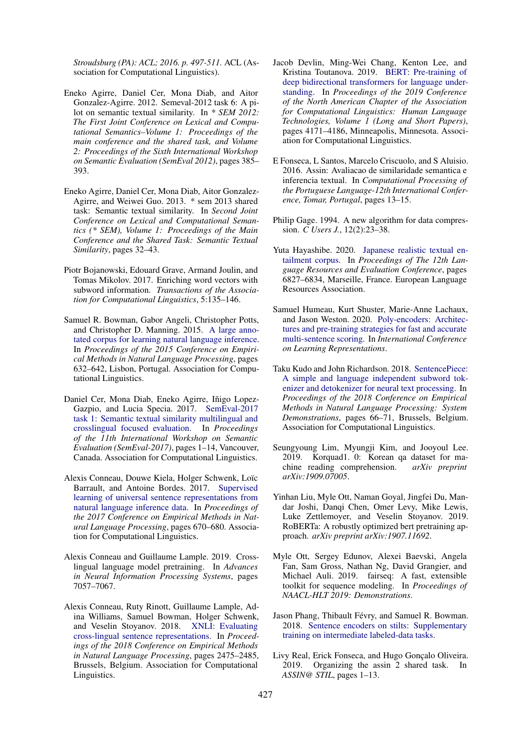*Stroudsburg (PA): ACL; 2016. p. 497-511*. ACL (Association for Computational Linguistics).

Eneko Agirre, Daniel Cer, Mona Diab, and Aitor Gonzalez-Agirre. 2012. Semeval-2012 task 6: A pilot on semantic textual similarity. In *\* SEM 2012: The First Joint Conference on Lexical and Computational Semantics–Volume 1: Proceedings of the main conference and the shared task, and Volume 2: Proceedings of the Sixth International Workshop on Semantic Evaluation (SemEval 2012)*, pages 385–393.

Eneko Agirre, Daniel Cer, Mona Diab, Aitor Gonzalez-Agirre, and Weiwei Guo. 2013. \* sem 2013 shared task: Semantic textual similarity. In *Second Joint Conference on Lexical and Computational Semantics (\* SEM), Volume 1: Proceedings of the Main Conference and the Shared Task: Semantic Textual Similarity*, pages 32–43.

Piotr Bojanowski, Edouard Grave, Armand Joulin, and Tomas Mikolov. 2017. Enriching word vectors with subword information. *Transactions of the Association for Computational Linguistics*, 5:135–146.

Samuel R. Bowman, Gabor Angeli, Christopher Potts, and Christopher D. Manning. 2015. A large annotated corpus for learning natural language inference. In *Proceedings of the 2015 Conference on Empirical Methods in Natural Language Processing*, pages 632–642, Lisbon, Portugal. Association for Computational Linguistics.

Daniel Cer, Mona Diab, Eneko Agirre, Iñigo Lopez-Gazpio, and Lucia Specia. 2017. SemEval-2017 task 1: Semantic textual similarity multilingual and crosslingual focused evaluation. In *Proceedings of the 11th International Workshop on Semantic Evaluation (SemEval-2017)*, pages 1–14, Vancouver, Canada. Association for Computational Linguistics.

Alexis Conneau, Douwe Kiela, Holger Schwenk, Loïc Barrault, and Antoine Bordes. 2017. Supervised learning of universal sentence representations from natural language inference data. In *Proceedings of the 2017 Conference on Empirical Methods in Natural Language Processing*, pages 670–680. Association for Computational Linguistics.

Alexis Conneau and Guillaume Lample. 2019. Cross-lingual language model pretraining. In *Advances in Neural Information Processing Systems*, pages 7057–7067.

Alexis Conneau, Ruty Rinott, Guillaume Lample, Adina Williams, Samuel Bowman, Holger Schwenk, and Veselin Stoyanov. 2018. XNLI: Evaluating cross-lingual sentence representations. In *Proceedings of the 2018 Conference on Empirical Methods in Natural Language Processing*, pages 2475–2485, Brussels, Belgium. Association for Computational Linguistics.

Jacob Devlin, Ming-Wei Chang, Kenton Lee, and Kristina Toutanova. 2019. BERT: Pre-training of deep bidirectional transformers for language understanding. In *Proceedings of the 2019 Conference of the North American Chapter of the Association for Computational Linguistics: Human Language Technologies, Volume 1 (Long and Short Papers)*, pages 4171–4186, Minneapolis, Minnesota. Association for Computational Linguistics.

E Fonseca, L Santos, Marcelo Criscuolo, and S Aluisio. 2016. Assin: Avaliacao de similaridade semantica e inferencia textual. In *Computational Processing of the Portuguese Language-12th International Conference, Tomar, Portugal*, pages 13–15.

Philip Gage. 1994. A new algorithm for data compression. *C Users J.*, 12(2):23–38.

Yuta Hayashibe. 2020. Japanese realistic textual entailment corpus. In *Proceedings of The 12th Language Resources and Evaluation Conference*, pages 6827–6834, Marseille, France. European Language Resources Association.

Samuel Humeau, Kurt Shuster, Marie-Anne Lachaux, and Jason Weston. 2020. Poly-encoders: Architectures and pre-training strategies for fast and accurate multi-sentence scoring. In *International Conference on Learning Representations*.

Taku Kudo and John Richardson. 2018. SentencePiece: A simple and language independent subword tokenizer and detokenizer for neural text processing. In *Proceedings of the 2018 Conference on Empirical Methods in Natural Language Processing: System Demonstrations*, pages 66–71, Brussels, Belgium. Association for Computational Linguistics.

Seungyoung Lim, Myungji Kim, and Jooyoul Lee. 2019. Korquad1. 0: Korean qa dataset for machine reading comprehension. *arXiv preprint arXiv:1909.07005*.

Yinhan Liu, Myle Ott, Naman Goyal, Jingfei Du, Mandar Joshi, Danqi Chen, Omer Levy, Mike Lewis, Luke Zettlemoyer, and Veselin Stoyanov. 2019. RoBERTa: A robustly optimized bert pretraining approach. *arXiv preprint arXiv:1907.11692*.

Myle Ott, Sergey Edunov, Alexei Baevski, Angela Fan, Sam Gross, Nathan Ng, David Grangier, and Michael Auli. 2019. fairseq: A fast, extensible toolkit for sequence modeling. In *Proceedings of NAACL-HLT 2019: Demonstrations*.

Jason Phang, Thibault Févry, and Samuel R. Bowman. 2018. Sentence encoders on stilts: Supplementary training on intermediate labeled-data tasks.

Livy Real, Erick Fonseca, and Hugo Gonçalo Oliveira. 2019. Organizing the assin 2 shared task. In *ASSIN@ STIL*, pages 1–13.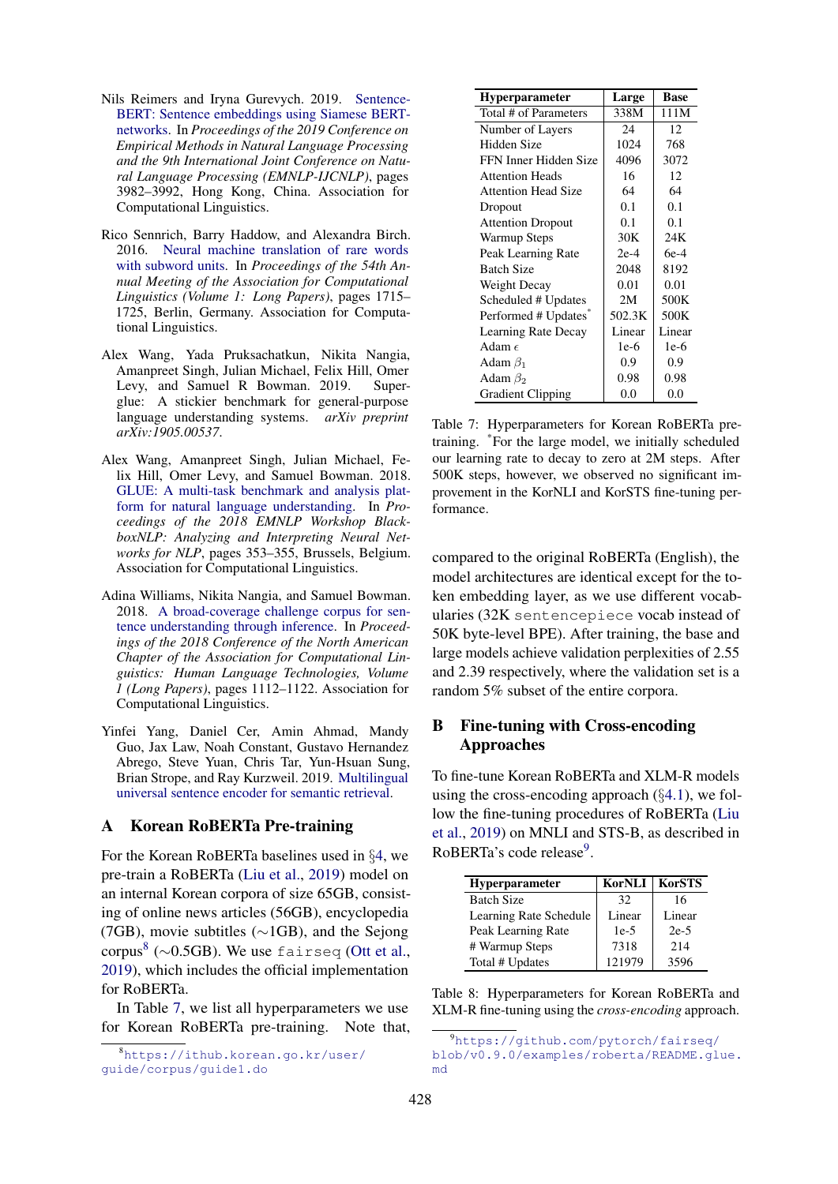Nils Reimers and Iryna Gurevych. 2019. Sentence-BERT: Sentence embeddings using Siamese BERT-networks. In *Proceedings of the 2019 Conference on Empirical Methods in Natural Language Processing and the 9th International Joint Conference on Natural Language Processing (EMNLP-IJCNLP)*, pages 3982–3992, Hong Kong, China. Association for Computational Linguistics.

Rico Sennrich, Barry Haddow, and Alexandra Birch. 2016. Neural machine translation of rare words with subword units. In *Proceedings of the 54th Annual Meeting of the Association for Computational Linguistics (Volume 1: Long Papers)*, pages 1715–1725, Berlin, Germany. Association for Computational Linguistics.

Alex Wang, Yada Pruksachatkun, Nikita Nangia, Amanpreet Singh, Julian Michael, Felix Hill, Omer Levy, and Samuel R Bowman. 2019. Superglue: A stickier benchmark for general-purpose language understanding systems. *arXiv preprint arXiv:1905.00537*.

Alex Wang, Amanpreet Singh, Julian Michael, Felix Hill, Omer Levy, and Samuel Bowman. 2018. GLUE: A multi-task benchmark and analysis platform for natural language understanding. In *Proceedings of the 2018 EMNLP Workshop BlackboxNLP: Analyzing and Interpreting Neural Networks for NLP*, pages 353–355, Brussels, Belgium. Association for Computational Linguistics.

Adina Williams, Nikita Nangia, and Samuel Bowman. 2018. A broad-coverage challenge corpus for sentence understanding through inference. In *Proceedings of the 2018 Conference of the North American Chapter of the Association for Computational Linguistics: Human Language Technologies, Volume 1 (Long Papers)*, pages 1112–1122. Association for Computational Linguistics.

Yinfei Yang, Daniel Cer, Amin Ahmad, Mandy Guo, Jax Law, Noah Constant, Gustavo Hernandez Abrego, Steve Yuan, Chris Tar, Yun-Hsuan Sung, Brian Strope, and Ray Kurzweil. 2019. Multilingual universal sentence encoder for semantic retrieval.

## A Korean RoBERTa Pre-training

For the Korean RoBERTa baselines used in §4, we pre-train a RoBERTa (Liu et al., 2019) model on an internal Korean corpora of size 65GB, consisting of online news articles (56GB), encyclopedia (7GB), movie subtitles (∼1GB), and the Sejong corpus[8] (∼0.5GB). We use `fairseq` (Ott et al., 2019), which includes the official implementation for RoBERTa.

In Table 7, we list all hyperparameters we use for Korean RoBERTa pre-training. Note that, compared to the original RoBERTa (English), the model architectures are identical except for the token embedding layer, as we use different vocabularies (32K `sentencepiece` vocab instead of 50K byte-level BPE). After training, the base and large models achieve validation perplexities of 2.55 and 2.39 respectively, where the validation set is a random 5% subset of the entire corpora.

| Hyperparameter | Large | Base |
|---|---|---|
| Total # of Parameters | 338M | 111M |
| Number of Layers | 24 | 12 |
| Hidden Size | 1024 | 768 |
| FFN Inner Hidden Size | 4096 | 3072 |
| Attention Heads | 16 | 12 |
| Attention Head Size | 64 | 64 |
| Dropout | 0.1 | 0.1 |
| Attention Dropout | 0.1 | 0.1 |
| Warmup Steps | 30K | 24K |
| Peak Learning Rate | 2e-4 | 6e-4 |
| Batch Size | 2048 | 8192 |
| Weight Decay | 0.01 | 0.01 |
| Scheduled # Updates | 2M | 500K |
| Performed # Updates* | 502.3K | 500K |
| Learning Rate Decay | Linear | Linear |
| Adam $\epsilon$ | 1e-6 | 1e-6 |
| Adam $\beta_1$ | 0.9 | 0.9 |
| Adam $\beta_2$ | 0.98 | 0.98 |
| Gradient Clipping | 0.0 | 0.0 |

Table 7: Hyperparameters for Korean RoBERTa pre-training. *For the large model, we initially scheduled our learning rate to decay to zero at 2M steps. After 500K steps, however, we observed no significant improvement in the KorNLI and KorSTS fine-tuning performance.

## B Fine-tuning with Cross-encoding Approaches

To fine-tune Korean RoBERTa and XLM-R models using the cross-encoding approach (§4.1), we follow the fine-tuning procedures of RoBERTa (Liu et al., 2019) on MNLI and STS-B, as described in RoBERTa's code release[9].

| Hyperparameter | KorNLI | KorSTS |
|---|---|---|
| Batch Size | 32 | 16 |
| Learning Rate Schedule | Linear | Linear |
| Peak Learning Rate | 1e-5 | 2e-5 |
| # Warmup Steps | 7318 | 214 |
| Total # Updates | 121979 | 3596 |

Table 8: Hyperparameters for Korean RoBERTa and XLM-R fine-tuning using the *cross-encoding* approach.

[8] https://ithub.korean.go.kr/user/guide/corpus/guide1.do

[9] https://github.com/pytorch/fairseq/blob/v0.9.0/examples/roberta/README.glue.md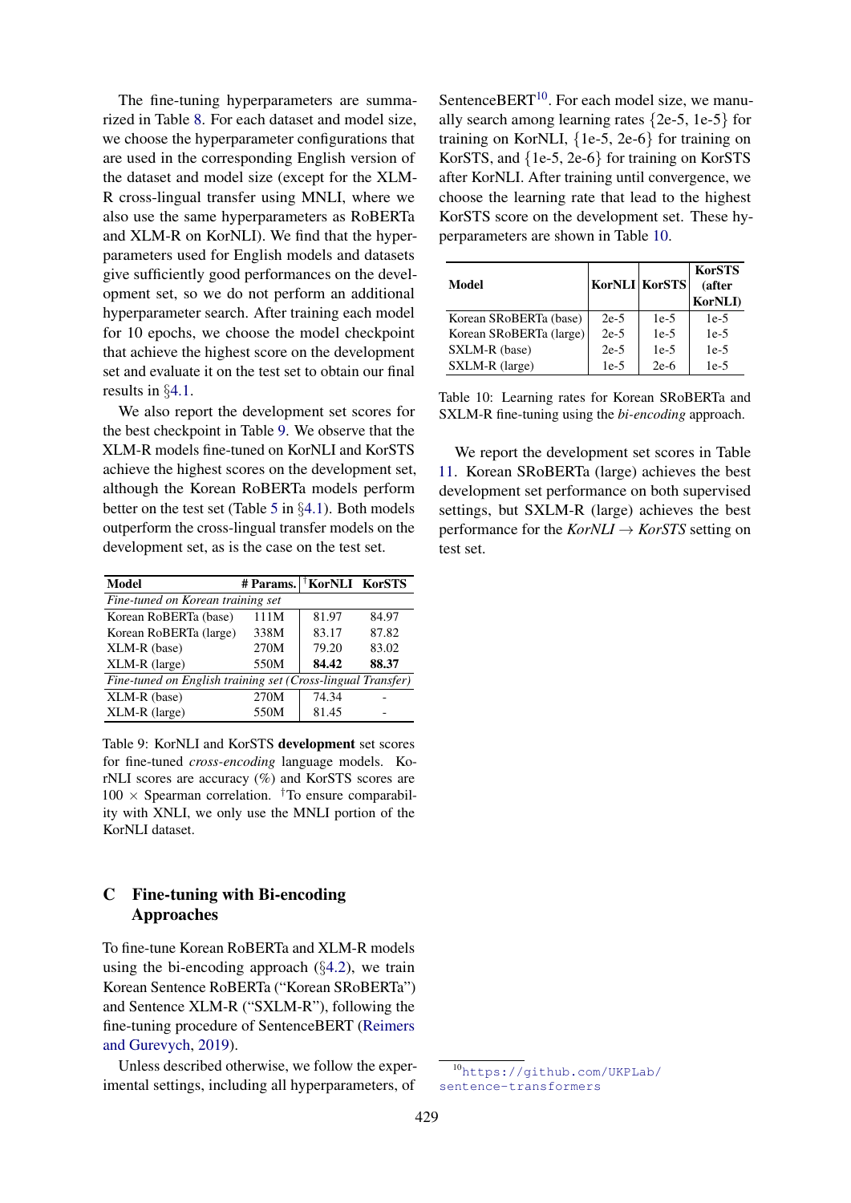The fine-tuning hyperparameters are summarized in Table 8. For each dataset and model size, we choose the hyperparameter configurations that are used in the corresponding English version of the dataset and model size (except for the XLM-R cross-lingual transfer using MNLI, where we also use the same hyperparameters as RoBERTa and XLM-R on KorNLI). We find that the hyperparameters used for English models and datasets give sufficiently good performances on the development set, so we do not perform an additional hyperparameter search. After training each model for 10 epochs, we choose the model checkpoint that achieve the highest score on the development set and evaluate it on the test set to obtain our final results in §4.1.

We also report the development set scores for the best checkpoint in Table 9. We observe that the XLM-R models fine-tuned on KorNLI and KorSTS achieve the highest scores on the development set, although the Korean RoBERTa models perform better on the test set (Table 5 in §4.1). Both models outperform the cross-lingual transfer models on the development set, as is the case on the test set.

| Model | # Params. | [†]KorNLI | KorSTS |
|---|---|---|---|
| *Fine-tuned on Korean training set* | | | |
| Korean RoBERTa (base) | 111M | 81.97 | 84.97 |
| Korean RoBERTa (large) | 338M | 83.17 | 87.82 |
| XLM-R (base) | 270M | 79.20 | 83.02 |
| XLM-R (large) | 550M | **84.42** | **88.37** |
| *Fine-tuned on English training set (Cross-lingual Transfer)* | | | |
| XLM-R (base) | 270M | 74.34 | - |
| XLM-R (large) | 550M | 81.45 | - |

Table 9: KorNLI and KorSTS **development** set scores for fine-tuned *cross-encoding* language models. KorNLI scores are accuracy (%) and KorSTS scores are 100 × Spearman correlation. [†]To ensure comparability with XNLI, we only use the MNLI portion of the KorNLI dataset.

## C Fine-tuning with Bi-encoding Approaches

To fine-tune Korean RoBERTa and XLM-R models using the bi-encoding approach (§4.2), we train Korean Sentence RoBERTa ("Korean SRoBERTa") and Sentence XLM-R ("SXLM-R"), following the fine-tuning procedure of SentenceBERT (Reimers and Gurevych, 2019).

Unless described otherwise, we follow the experimental settings, including all hyperparameters, of SentenceBERT[10]. For each model size, we manually search among learning rates {2e-5, 1e-5} for training on KorNLI, {1e-5, 2e-6} for training on KorSTS, and {1e-5, 2e-6} for training on KorSTS after KorNLI. After training until convergence, we choose the learning rate that lead to the highest KorSTS score on the development set. These hyperparameters are shown in Table 10.

| Model | KorNLI | KorSTS | KorSTS (after KorNLI) |
|---|---|---|---|
| Korean SRoBERTa (base) | 2e-5 | 1e-5 | 1e-5 |
| Korean SRoBERTa (large) | 2e-5 | 1e-5 | 1e-5 |
| SXLM-R (base) | 2e-5 | 1e-5 | 1e-5 |
| SXLM-R (large) | 1e-5 | 2e-6 | 1e-5 |

Table 10: Learning rates for Korean SRoBERTa and SXLM-R fine-tuning using the *bi-encoding* approach.

We report the development set scores in Table 11. Korean SRoBERTa (large) achieves the best development set performance on both supervised settings, but SXLM-R (large) achieves the best performance for the *KorNLI* → *KorSTS* setting on test set.

[10] https://github.com/UKPLab/sentence-transformers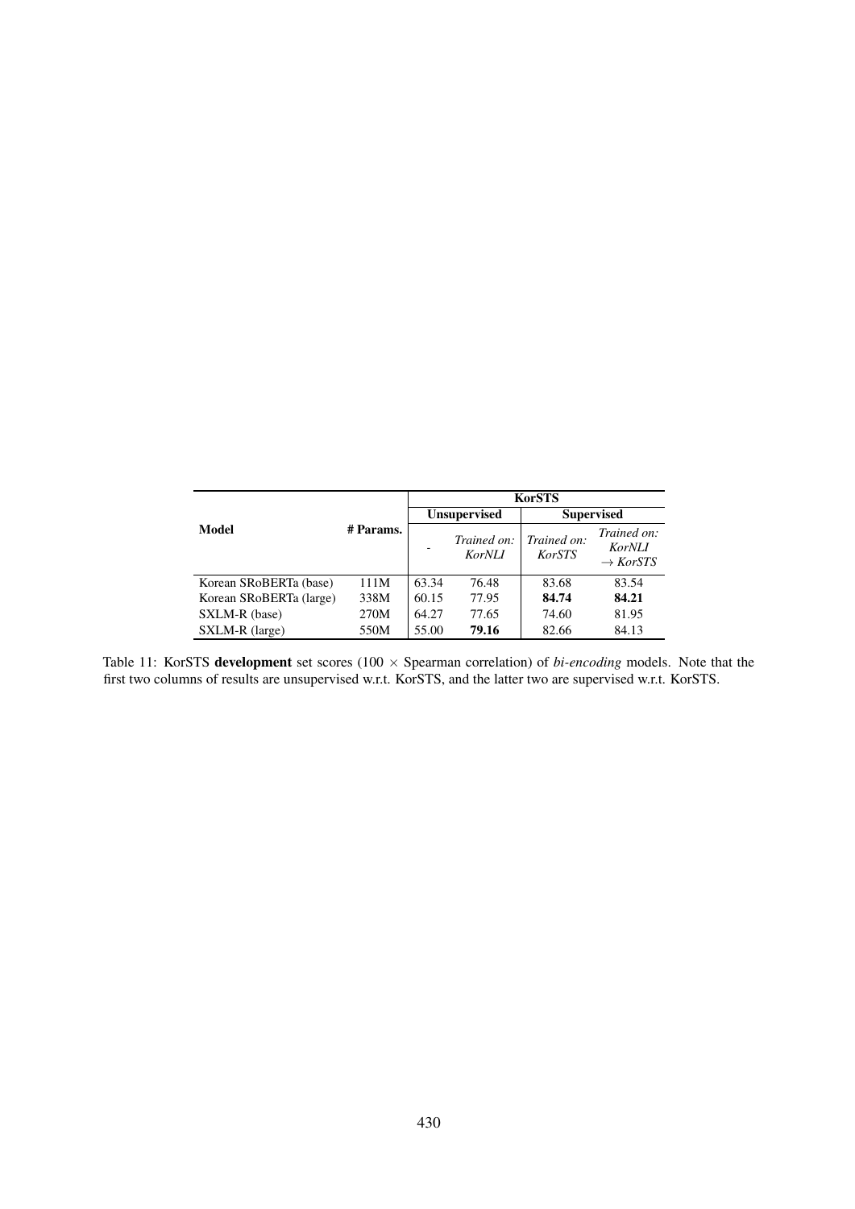| Model | # Params. | KorSTS | | | |
|---|---|---|---|---|---|
| | | Unsupervised | | Supervised | |
| | | - | *Trained on: KorNLI* | *Trained on: KorSTS* | *Trained on: KorNLI → KorSTS* |
| Korean SRoBERTa (base) | 111M | 63.34 | 76.48 | 83.68 | 83.54 |
| Korean SRoBERTa (large) | 338M | 60.15 | 77.95 | **84.74** | **84.21** |
| SXLM-R (base) | 270M | 64.27 | 77.65 | 74.60 | 81.95 |
| SXLM-R (large) | 550M | 55.00 | **79.16** | 82.66 | 84.13 |

Table 11: KorSTS **development** set scores (100 × Spearman correlation) of *bi-encoding* models. Note that the first two columns of results are unsupervised w.r.t. KorSTS, and the latter two are supervised w.r.t. KorSTS.